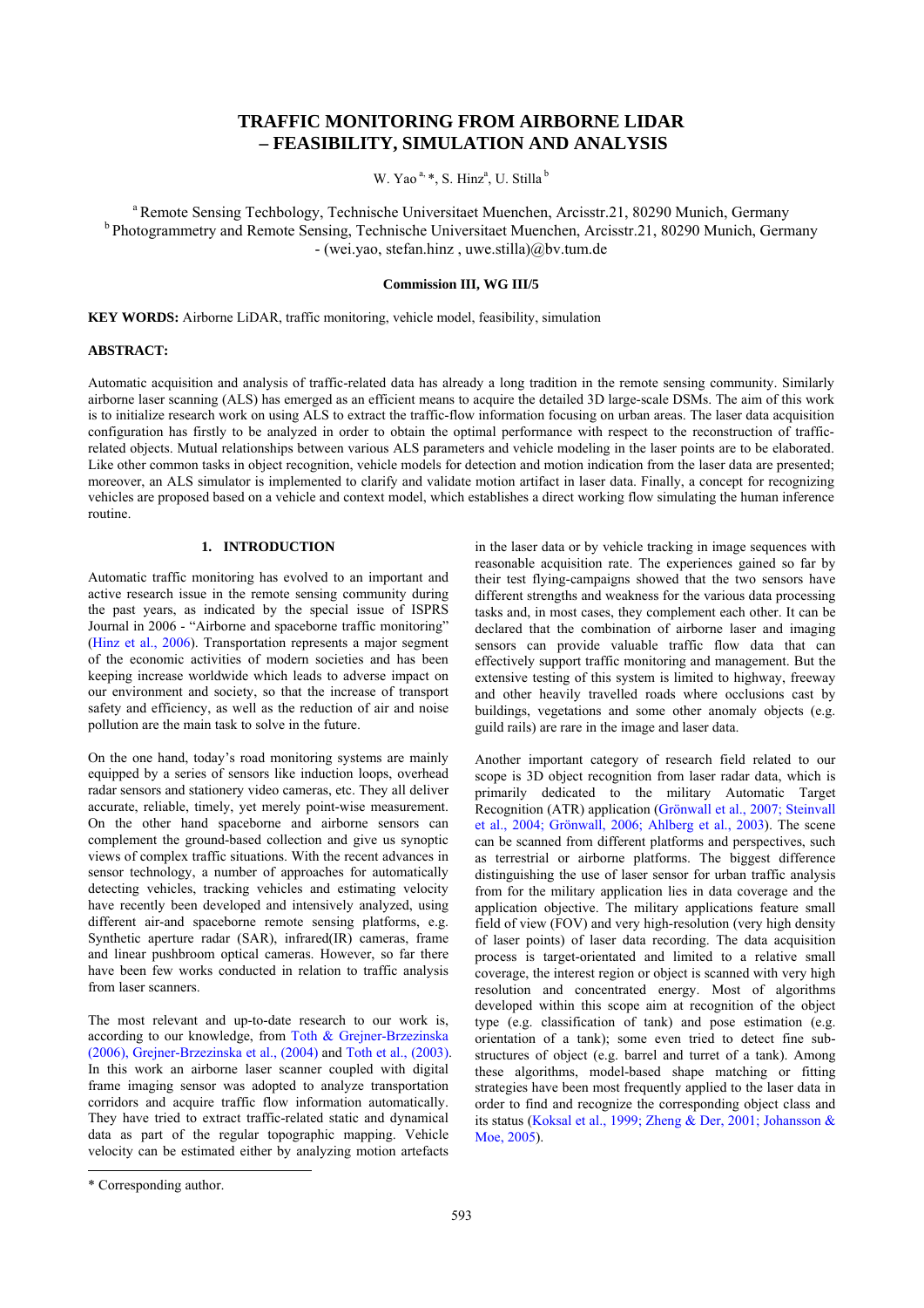# TRAFFIC MONITORING FROM AIRBORNE LIDAR – FEASIBILITY, SIMULATION AND ANALYSIS

W. Yao [a, *], S. Hinz[a], U. Stilla [b]

[a] Remote Sensing Techbology, Technische Universitaet Muenchen, Arcisstr.21, 80290 Munich, Germany
[b] Photogrammetry and Remote Sensing, Technische Universitaet Muenchen, Arcisstr.21, 80290 Munich, Germany
- (wei.yao, stefan.hinz , uwe.stilla)@bv.tum.de

**Commission III, WG III/5**

**KEY WORDS:** Airborne LiDAR, traffic monitoring, vehicle model, feasibility, simulation

**ABSTRACT:**

Automatic acquisition and analysis of traffic-related data has already a long tradition in the remote sensing community. Similarly airborne laser scanning (ALS) has emerged as an efficient means to acquire the detailed 3D large-scale DSMs. The aim of this work is to initialize research work on using ALS to extract the traffic-flow information focusing on urban areas. The laser data acquisition configuration has firstly to be analyzed in order to obtain the optimal performance with respect to the reconstruction of traffic-related objects. Mutual relationships between various ALS parameters and vehicle modeling in the laser points are to be elaborated. Like other common tasks in object recognition, vehicle models for detection and motion indication from the laser data are presented; moreover, an ALS simulator is implemented to clarify and validate motion artifact in laser data. Finally, a concept for recognizing vehicles are proposed based on a vehicle and context model, which establishes a direct working flow simulating the human inference routine.

## 1. INTRODUCTION

Automatic traffic monitoring has evolved to an important and active research issue in the remote sensing community during the past years, as indicated by the special issue of ISPRS Journal in 2006 - "Airborne and spaceborne traffic monitoring" (Hinz et al., 2006). Transportation represents a major segment of the economic activities of modern societies and has been keeping increase worldwide which leads to adverse impact on our environment and society, so that the increase of transport safety and efficiency, as well as the reduction of air and noise pollution are the main task to solve in the future.

On the one hand, today's road monitoring systems are mainly equipped by a series of sensors like induction loops, overhead radar sensors and stationery video cameras, etc. They all deliver accurate, reliable, timely, yet merely point-wise measurement. On the other hand spaceborne and airborne sensors can complement the ground-based collection and give us synoptic views of complex traffic situations. With the recent advances in sensor technology, a number of approaches for automatically detecting vehicles, tracking vehicles and estimating velocity have recently been developed and intensively analyzed, using different air-and spaceborne remote sensing platforms, e.g. Synthetic aperture radar (SAR), infrared(IR) cameras, frame and linear pushbroom optical cameras. However, so far there have been few works conducted in relation to traffic analysis from laser scanners.

The most relevant and up-to-date research to our work is, according to our knowledge, from Toth & Grejner-Brzezinska (2006), Grejner-Brzezinska et al., (2004) and Toth et al., (2003). In this work an airborne laser scanner coupled with digital frame imaging sensor was adopted to analyze transportation corridors and acquire traffic flow information automatically. They have tried to extract traffic-related static and dynamical data as part of the regular topographic mapping. Vehicle velocity can be estimated either by analyzing motion artefacts in the laser data or by vehicle tracking in image sequences with reasonable acquisition rate. The experiences gained so far by their test flying-campaigns showed that the two sensors have different strengths and weakness for the various data processing tasks and, in most cases, they complement each other. It can be declared that the combination of airborne laser and imaging sensors can provide valuable traffic flow data that can effectively support traffic monitoring and management. But the extensive testing of this system is limited to highway, freeway and other heavily travelled roads where occlusions cast by buildings, vegetations and some other anomaly objects (e.g. guild rails) are rare in the image and laser data.

Another important category of research field related to our scope is 3D object recognition from laser radar data, which is primarily dedicated to the military Automatic Target Recognition (ATR) application (Grönwall et al., 2007; Steinvall et al., 2004; Grönwall, 2006; Ahlberg et al., 2003). The scene can be scanned from different platforms and perspectives, such as terrestrial or airborne platforms. The biggest difference distinguishing the use of laser sensor for urban traffic analysis from for the military application lies in data coverage and the application objective. The military applications feature small field of view (FOV) and very high-resolution (very high density of laser points) of laser data recording. The data acquisition process is target-orientated and limited to a relative small coverage, the interest region or object is scanned with very high resolution and concentrated energy. Most of algorithms developed within this scope aim at recognition of the object type (e.g. classification of tank) and pose estimation (e.g. orientation of a tank); some even tried to detect fine sub-structures of object (e.g. barrel and turret of a tank). Among these algorithms, model-based shape matching or fitting strategies have been most frequently applied to the laser data in order to find and recognize the corresponding object class and its status (Koksal et al., 1999; Zheng & Der, 2001; Johansson & Moe, 2005).

* Corresponding author.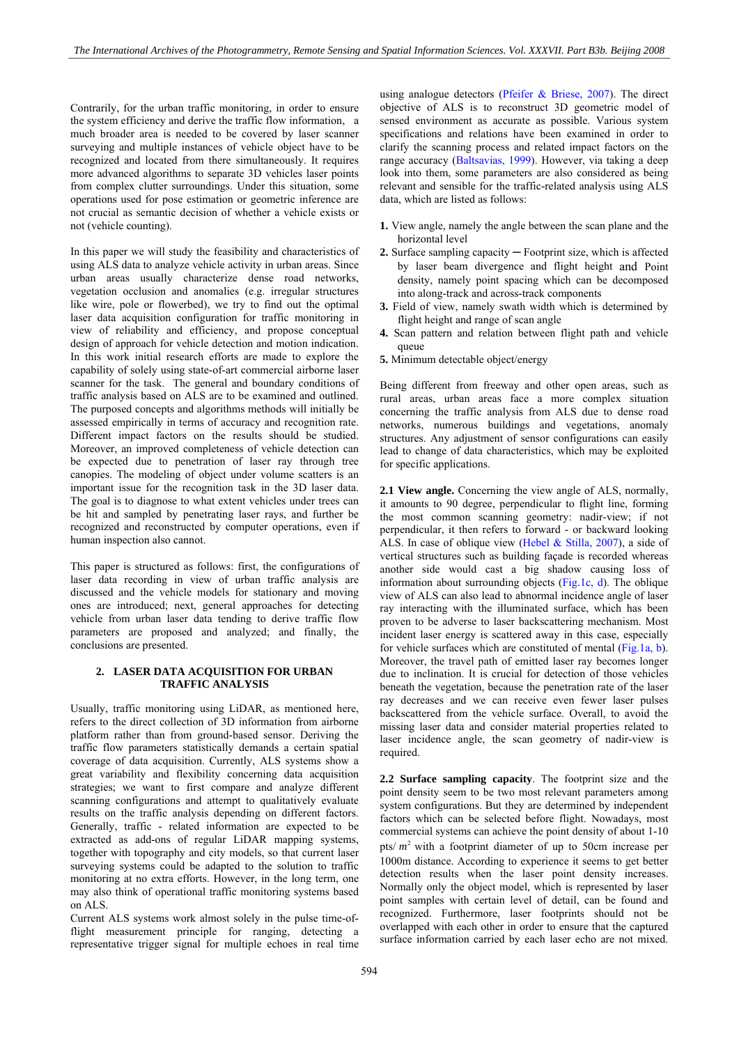Contrarily, for the urban traffic monitoring, in order to ensure the system efficiency and derive the traffic flow information, a much broader area is needed to be covered by laser scanner surveying and multiple instances of vehicle object have to be recognized and located from there simultaneously. It requires more advanced algorithms to separate 3D vehicles laser points from complex clutter surroundings. Under this situation, some operations used for pose estimation or geometric inference are not crucial as semantic decision of whether a vehicle exists or not (vehicle counting).

In this paper we will study the feasibility and characteristics of using ALS data to analyze vehicle activity in urban areas. Since urban areas usually characterize dense road networks, vegetation occlusion and anomalies (e.g. irregular structures like wire, pole or flowerbed), we try to find out the optimal laser data acquisition configuration for traffic monitoring in view of reliability and efficiency, and propose conceptual design of approach for vehicle detection and motion indication. In this work initial research efforts are made to explore the capability of solely using state-of-art commercial airborne laser scanner for the task. The general and boundary conditions of traffic analysis based on ALS are to be examined and outlined. The purposed concepts and algorithms methods will initially be assessed empirically in terms of accuracy and recognition rate. Different impact factors on the results should be studied. Moreover, an improved completeness of vehicle detection can be expected due to penetration of laser ray through tree canopies. The modeling of object under volume scatters is an important issue for the recognition task in the 3D laser data. The goal is to diagnose to what extent vehicles under trees can be hit and sampled by penetrating laser rays, and further be recognized and reconstructed by computer operations, even if human inspection also cannot.

This paper is structured as follows: first, the configurations of laser data recording in view of urban traffic analysis are discussed and the vehicle models for stationary and moving ones are introduced; next, general approaches for detecting vehicle from urban laser data tending to derive traffic flow parameters are proposed and analyzed; and finally, the conclusions are presented.

## 2. LASER DATA ACQUISITION FOR URBAN TRAFFIC ANALYSIS

Usually, traffic monitoring using LiDAR, as mentioned here, refers to the direct collection of 3D information from airborne platform rather than from ground-based sensor. Deriving the traffic flow parameters statistically demands a certain spatial coverage of data acquisition. Currently, ALS systems show a great variability and flexibility concerning data acquisition strategies; we want to first compare and analyze different scanning configurations and attempt to qualitatively evaluate results on the traffic analysis depending on different factors. Generally, traffic - related information are expected to be extracted as add-ons of regular LiDAR mapping systems, together with topography and city models, so that current laser surveying systems could be adapted to the solution to traffic monitoring at no extra efforts. However, in the long term, one may also think of operational traffic monitoring systems based on ALS.

Current ALS systems work almost solely in the pulse time-of-flight measurement principle for ranging, detecting a representative trigger signal for multiple echoes in real time using analogue detectors (Pfeifer & Briese, 2007). The direct objective of ALS is to reconstruct 3D geometric model of sensed environment as accurate as possible. Various system specifications and relations have been examined in order to clarify the scanning process and related impact factors on the range accuracy (Baltsavias, 1999). However, via taking a deep look into them, some parameters are also considered as being relevant and sensible for the traffic-related analysis using ALS data, which are listed as follows:

1. View angle, namely the angle between the scan plane and the horizontal level
2. Surface sampling capacity ─ Footprint size, which is affected by laser beam divergence and flight height and Point density, namely point spacing which can be decomposed into along-track and across-track components
3. Field of view, namely swath width which is determined by flight height and range of scan angle
4. Scan pattern and relation between flight path and vehicle queue
5. Minimum detectable object/energy

Being different from freeway and other open areas, such as rural areas, urban areas face a more complex situation concerning the traffic analysis from ALS due to dense road networks, numerous buildings and vegetations, anomaly structures. Any adjustment of sensor configurations can easily lead to change of data characteristics, which may be exploited for specific applications.

**2.1 View angle.** Concerning the view angle of ALS, normally, it amounts to 90 degree, perpendicular to flight line, forming the most common scanning geometry: nadir-view; if not perpendicular, it then refers to forward - or backward looking ALS. In case of oblique view (Hebel & Stilla, 2007), a side of vertical structures such as building façade is recorded whereas another side would cast a big shadow causing loss of information about surrounding objects (Fig.1c, d). The oblique view of ALS can also lead to abnormal incidence angle of laser ray interacting with the illuminated surface, which has been proven to be adverse to laser backscattering mechanism. Most incident laser energy is scattered away in this case, especially for vehicle surfaces which are constituted of mental (Fig.1a, b). Moreover, the travel path of emitted laser ray becomes longer due to inclination. It is crucial for detection of those vehicles beneath the vegetation, because the penetration rate of the laser ray decreases and we can receive even fewer laser pulses backscattered from the vehicle surface. Overall, to avoid the missing laser data and consider material properties related to laser incidence angle, the scan geometry of nadir-view is required.

**2.2 Surface sampling capacity**. The footprint size and the point density seem to be two most relevant parameters among system configurations. But they are determined by independent factors which can be selected before flight. Nowadays, most commercial systems can achieve the point density of about 1-10 pts/ $m^2$ with a footprint diameter of up to 50cm increase per 1000m distance. According to experience it seems to get better detection results when the laser point density increases. Normally only the object model, which is represented by laser point samples with certain level of detail, can be found and recognized. Furthermore, laser footprints should not be overlapped with each other in order to ensure that the captured surface information carried by each laser echo are not mixed.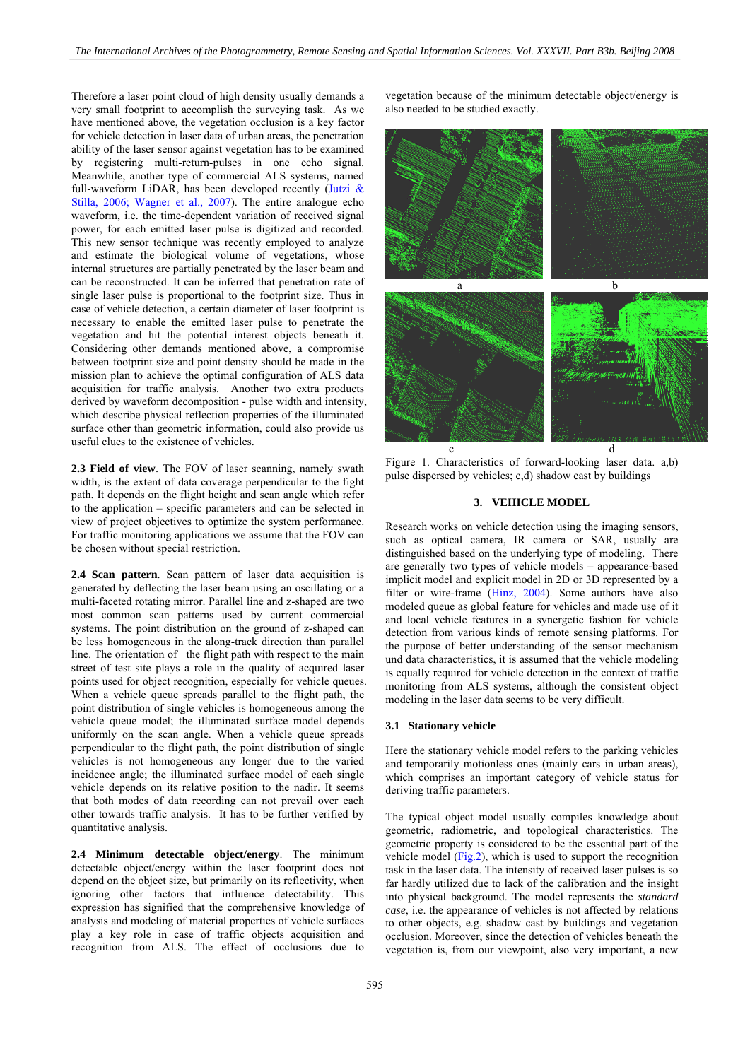Therefore a laser point cloud of high density usually demands a very small footprint to accomplish the surveying task. As we have mentioned above, the vegetation occlusion is a key factor for vehicle detection in laser data of urban areas, the penetration ability of the laser sensor against vegetation has to be examined by registering multi-return-pulses in one echo signal. Meanwhile, another type of commercial ALS systems, named full-waveform LiDAR, has been developed recently (Jutzi & Stilla, 2006; Wagner et al., 2007). The entire analogue echo waveform, i.e. the time-dependent variation of received signal power, for each emitted laser pulse is digitized and recorded. This new sensor technique was recently employed to analyze and estimate the biological volume of vegetations, whose internal structures are partially penetrated by the laser beam and can be reconstructed. It can be inferred that penetration rate of single laser pulse is proportional to the footprint size. Thus in case of vehicle detection, a certain diameter of laser footprint is necessary to enable the emitted laser pulse to penetrate the vegetation and hit the potential interest objects beneath it. Considering other demands mentioned above, a compromise between footprint size and point density should be made in the mission plan to achieve the optimal configuration of ALS data acquisition for traffic analysis. Another two extra products derived by waveform decomposition - pulse width and intensity, which describe physical reflection properties of the illuminated surface other than geometric information, could also provide us useful clues to the existence of vehicles.

**2.3 Field of view**. The FOV of laser scanning, namely swath width, is the extent of data coverage perpendicular to the fight path. It depends on the flight height and scan angle which refer to the application – specific parameters and can be selected in view of project objectives to optimize the system performance. For traffic monitoring applications we assume that the FOV can be chosen without special restriction.

**2.4 Scan pattern**. Scan pattern of laser data acquisition is generated by deflecting the laser beam using an oscillating or a multi-faceted rotating mirror. Parallel line and z-shaped are two most common scan patterns used by current commercial systems. The point distribution on the ground of z-shaped can be less homogeneous in the along-track direction than parallel line. The orientation of the flight path with respect to the main street of test site plays a role in the quality of acquired laser points used for object recognition, especially for vehicle queues. When a vehicle queue spreads parallel to the flight path, the point distribution of single vehicles is homogeneous among the vehicle queue model; the illuminated surface model depends uniformly on the scan angle. When a vehicle queue spreads perpendicular to the flight path, the point distribution of single vehicles is not homogeneous any longer due to the varied incidence angle; the illuminated surface model of each single vehicle depends on its relative position to the nadir. It seems that both modes of data recording can not prevail over each other towards traffic analysis. It has to be further verified by quantitative analysis.

**2.4 Minimum detectable object/energy**. The minimum detectable object/energy within the laser footprint does not depend on the object size, but primarily on its reflectivity, when ignoring other factors that influence detectability. This expression has signified that the comprehensive knowledge of analysis and modeling of material properties of vehicle surfaces play a key role in case of traffic objects acquisition and recognition from ALS. The effect of occlusions due to vegetation because of the minimum detectable object/energy is also needed to be studied exactly.

Figure 1. Characteristics of forward-looking laser data. a,b) pulse dispersed by vehicles; c,d) shadow cast by buildings

## 3. VEHICLE MODEL

Research works on vehicle detection using the imaging sensors, such as optical camera, IR camera or SAR, usually are distinguished based on the underlying type of modeling. There are generally two types of vehicle models – appearance-based implicit model and explicit model in 2D or 3D represented by a filter or wire-frame (Hinz, 2004). Some authors have also modeled queue as global feature for vehicles and made use of it and local vehicle features in a synergetic fashion for vehicle detection from various kinds of remote sensing platforms. For the purpose of better understanding of the sensor mechanism und data characteristics, it is assumed that the vehicle modeling is equally required for vehicle detection in the context of traffic monitoring from ALS systems, although the consistent object modeling in the laser data seems to be very difficult.

### 3.1 Stationary vehicle

Here the stationary vehicle model refers to the parking vehicles and temporarily motionless ones (mainly cars in urban areas), which comprises an important category of vehicle status for deriving traffic parameters.

The typical object model usually compiles knowledge about geometric, radiometric, and topological characteristics. The geometric property is considered to be the essential part of the vehicle model (Fig.2), which is used to support the recognition task in the laser data. The intensity of received laser pulses is so far hardly utilized due to lack of the calibration and the insight into physical background. The model represents the *standard case*, i.e. the appearance of vehicles is not affected by relations to other objects, e.g. shadow cast by buildings and vegetation occlusion. Moreover, since the detection of vehicles beneath the vegetation is, from our viewpoint, also very important, a new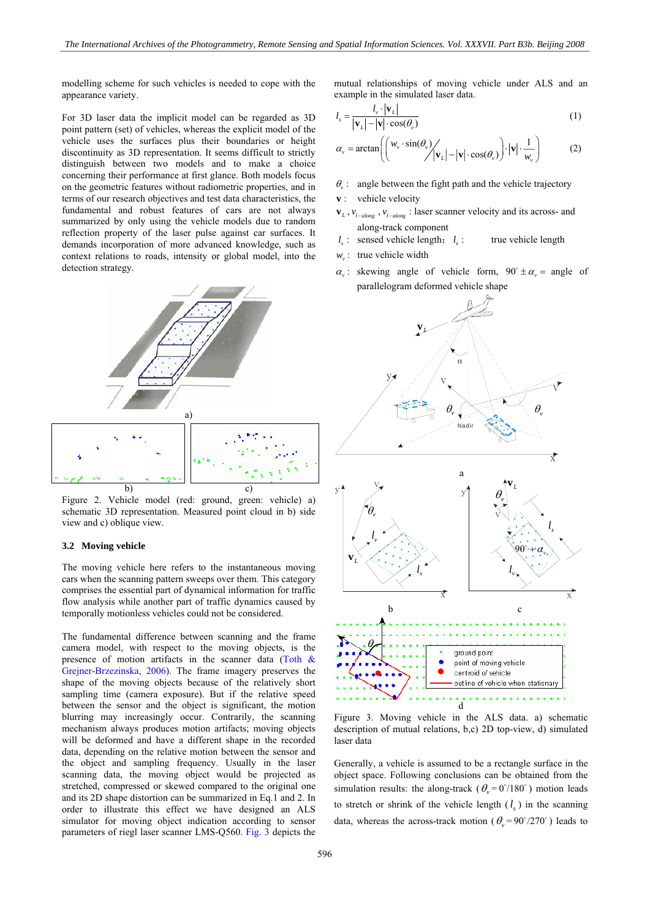modelling scheme for such vehicles is needed to cope with the appearance variety.

For 3D laser data the implicit model can be regarded as 3D point pattern (set) of vehicles, whereas the explicit model of the vehicle uses the surfaces plus their boundaries or height discontinuity as 3D representation. It seems difficult to strictly distinguish between two models and to make a choice concerning their performance at first glance. Both models focus on the geometric features without radiometric properties, and in terms of our research objectives and test data characteristics, the fundamental and robust features of cars are not always summarized by only using the vehicle models due to random reflection property of the laser pulse against car surfaces. It demands incorporation of more advanced knowledge, such as context relations to roads, intensity or global model, into the detection strategy.

Figure 2. Vehicle model (red: ground, green: vehicle) a) schematic 3D representation. Measured point cloud in b) side view and c) oblique view.

### 3.2 Moving vehicle

The moving vehicle here refers to the instantaneous moving cars when the scanning pattern sweeps over them. This category comprises the essential part of dynamical information for traffic flow analysis while another part of traffic dynamics caused by temporally motionless vehicles could not be considered.

The fundamental difference between scanning and the frame camera model, with respect to the moving objects, is the presence of motion artifacts in the scanner data (Toth & Grejner-Brzezinska, 2006). The frame imagery preserves the shape of the moving objects because of the relatively short sampling time (camera exposure). But if the relative speed between the sensor and the object is significant, the motion blurring may increasingly occur. Contrarily, the scanning mechanism always produces motion artifacts; moving objects will be deformed and have a different shape in the recorded data, depending on the relative motion between the sensor and the object and sampling frequency. Usually in the laser scanning data, the moving object would be projected as stretched, compressed or skewed compared to the original one and its 2D shape distortion can be summarized in Eq.1 and 2. In order to illustrate this effect we have designed an ALS simulator for moving object indication according to sensor parameters of riegl laser scanner LMS-Q560. Fig. 3 depicts the mutual relationships of moving vehicle under ALS and an example in the simulated laser data.

$$l_s = \frac{l_v \cdot |\mathbf{v}_L|}{|\mathbf{v}_L| - |\mathbf{v}| \cdot \cos(\theta_v)} \tag{1}$$

$$\alpha_v = \arctan\left( \left( w_v \cdot \sin(\theta_v) \Big/ |\mathbf{v}_L| - |\mathbf{v}| \cdot \cos(\theta_v) \right) \cdot |\mathbf{v}| \cdot \frac{1}{w_v} \right) \tag{2}$$

$\theta_v$ : angle between the fight path and the vehicle trajectory

$\mathbf{v}$ : vehicle velocity

$\mathbf{v}_L$ , $v_{l-along}$ , $v_{l-along}$ : laser scanner velocity and its across- and along-track component

$l_s$ : sensed vehicle length; $l_v$ : true vehicle length

$w_v$ : true vehicle width

$\alpha_v$ : skewing angle of vehicle form, $90^\circ \pm \alpha_v$ = angle of parallelogram deformed vehicle shape

Figure 3. Moving vehicle in the ALS data. a) schematic description of mutual relations, b,c) 2D top-view, d) simulated laser data

Generally, a vehicle is assumed to be a rectangle surface in the object space. Following conclusions can be obtained from the simulation results: the along-track ($\theta_v = 0^\circ/180^\circ$) motion leads to stretch or shrink of the vehicle length ($l_s$) in the scanning data, whereas the across-track motion ($\theta_v = 90^\circ/270^\circ$) leads to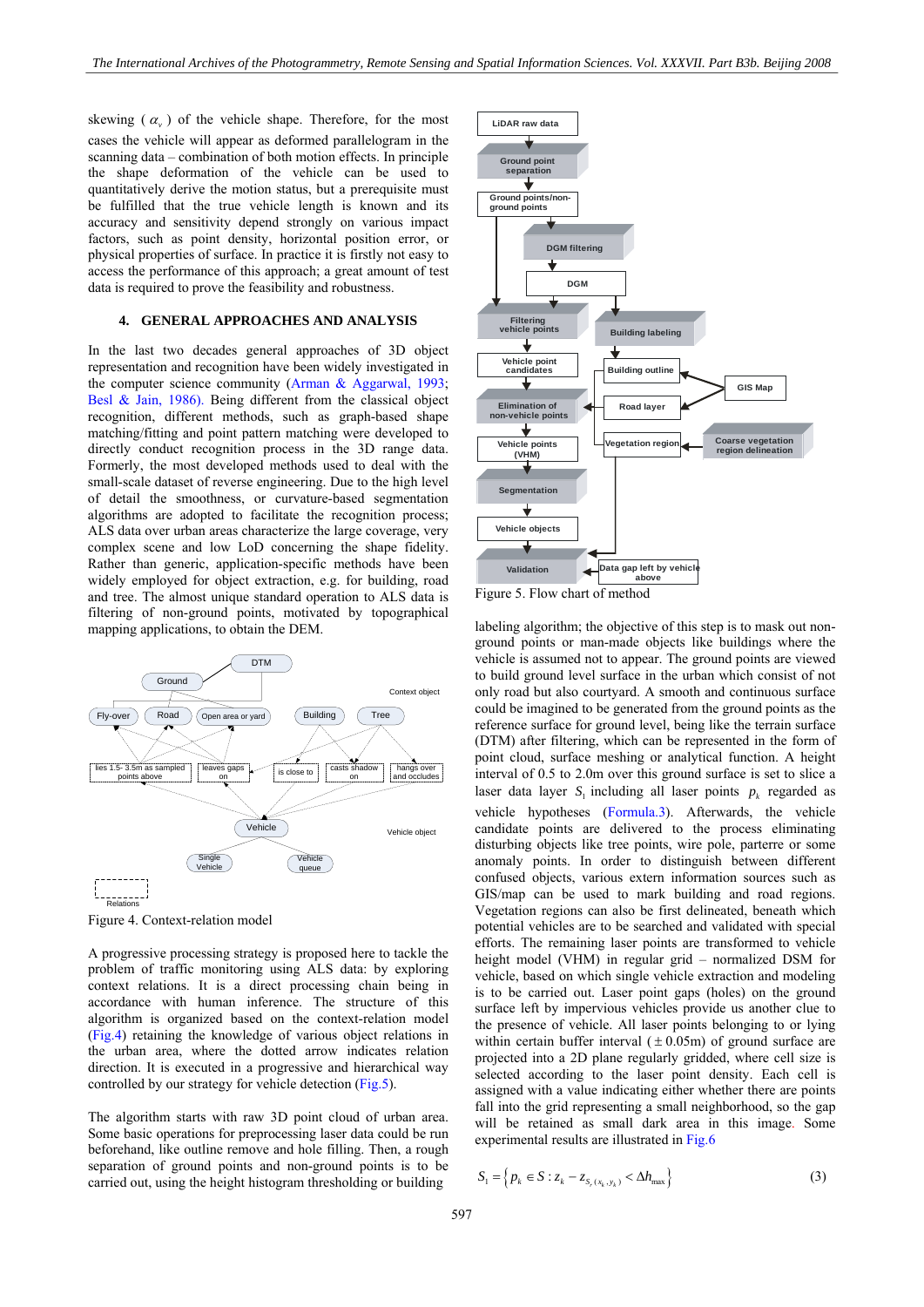skewing ( $\alpha_v$ ) of the vehicle shape. Therefore, for the most cases the vehicle will appear as deformed parallelogram in the scanning data – combination of both motion effects. In principle the shape deformation of the vehicle can be used to quantitatively derive the motion status, but a prerequisite must be fulfilled that the true vehicle length is known and its accuracy and sensitivity depend strongly on various impact factors, such as point density, horizontal position error, or physical properties of surface. In practice it is firstly not easy to access the performance of this approach; a great amount of test data is required to prove the feasibility and robustness.

## 4. GENERAL APPROACHES AND ANALYSIS

In the last two decades general approaches of 3D object representation and recognition have been widely investigated in the computer science community (Arman & Aggarwal, 1993; Besl & Jain, 1986). Being different from the classical object recognition, different methods, such as graph-based shape matching/fitting and point pattern matching were developed to directly conduct recognition process in the 3D range data. Formerly, the most developed methods used to deal with the small-scale dataset of reverse engineering. Due to the high level of detail the smoothness, or curvature-based segmentation algorithms are adopted to facilitate the recognition process; ALS data over urban areas characterize the large coverage, very complex scene and low LoD concerning the shape fidelity. Rather than generic, application-specific methods have been widely employed for object extraction, e.g. for building, road and tree. The almost unique standard operation to ALS data is filtering of non-ground points, motivated by topographical mapping applications, to obtain the DEM.

Figure 4. Context-relation model

A progressive processing strategy is proposed here to tackle the problem of traffic monitoring using ALS data: by exploring context relations. It is a direct processing chain being in accordance with human inference. The structure of this algorithm is organized based on the context-relation model (Fig.4) retaining the knowledge of various object relations in the urban area, where the dotted arrow indicates relation direction. It is executed in a progressive and hierarchical way controlled by our strategy for vehicle detection (Fig.5).

The algorithm starts with raw 3D point cloud of urban area. Some basic operations for preprocessing laser data could be run beforehand, like outline remove and hole filling. Then, a rough separation of ground points and non-ground points is to be carried out, using the height histogram thresholding or building labeling algorithm; the objective of this step is to mask out non-ground points or man-made objects like buildings where the vehicle is assumed not to appear. The ground points are viewed to build ground level surface in the urban which consist of not only road but also courtyard. A smooth and continuous surface could be imagined to be generated from the ground points as the reference surface for ground level, being like the terrain surface (DTM) after filtering, which can be represented in the form of point cloud, surface meshing or analytical function. A height interval of 0.5 to 2.0m over this ground surface is set to slice a laser data layer $S_1$ including all laser points $p_k$ regarded as vehicle hypotheses (Formula.3). Afterwards, the vehicle candidate points are delivered to the process eliminating disturbing objects like tree points, wire pole, parterre or some anomaly points. In order to distinguish between different confused objects, various extern information sources such as GIS/map can be used to mark building and road regions. Vegetation regions can also be first delineated, beneath which potential vehicles are to be searched and validated with special efforts. The remaining laser points are transformed to vehicle height model (VHM) in regular grid – normalized DSM for vehicle, based on which single vehicle extraction and modeling is to be carried out. Laser point gaps (holes) on the ground surface left by impervious vehicles provide us another clue to the presence of vehicle. All laser points belonging to or lying within certain buffer interval ( ± 0.05m) of ground surface are projected into a 2D plane regularly gridded, where cell size is selected according to the laser point density. Each cell is assigned with a value indicating either whether there are points fall into the grid representing a small neighborhood, so the gap will be retained as small dark area in this image. Some experimental results are illustrated in Fig.6

Figure 5. Flow chart of method

$$S_1 = \left\{ p_k \in S : z_k - z_{S_g(x_k, y_k)} < \Delta h_{max} \right\} \tag{3}$$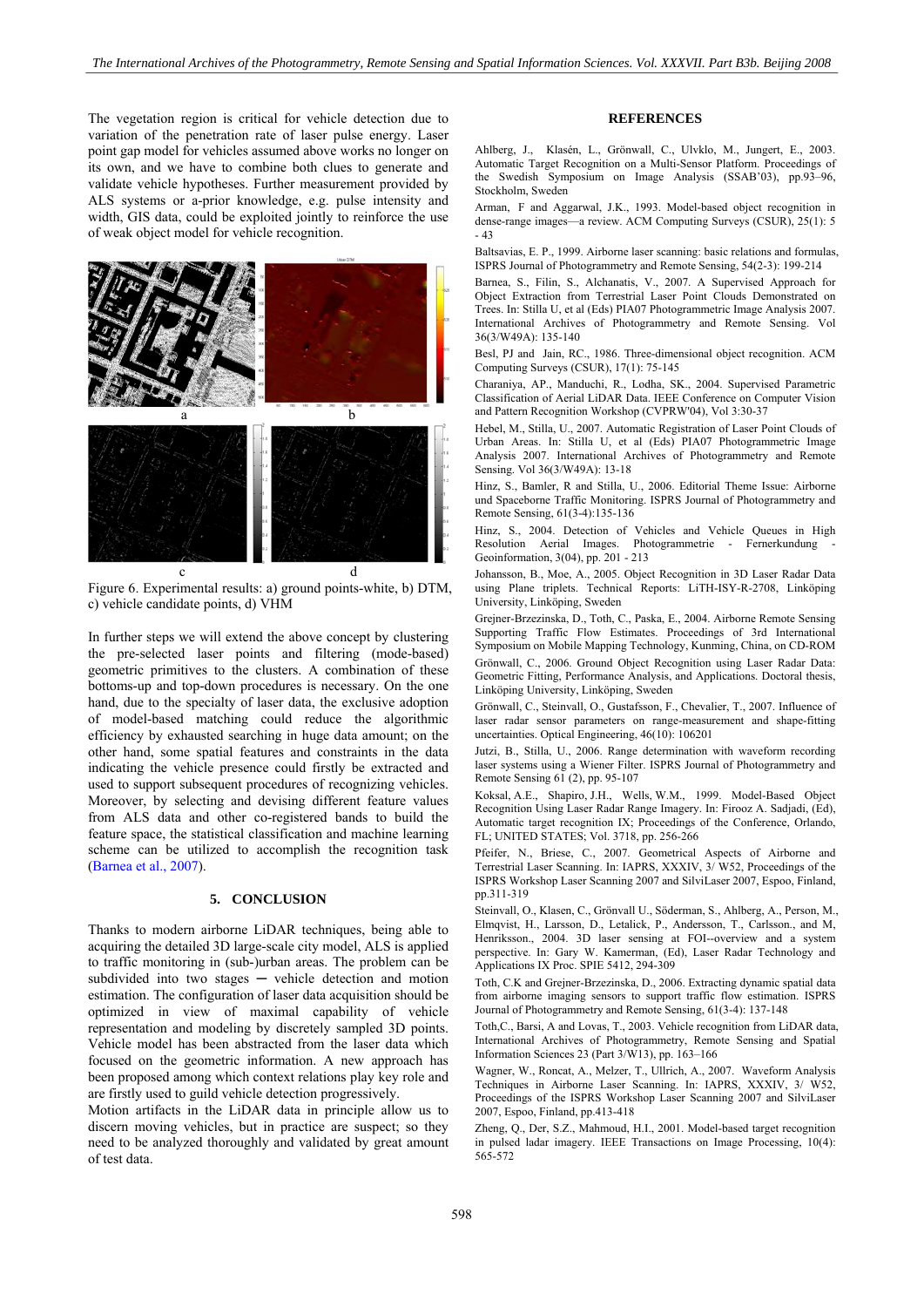The vegetation region is critical for vehicle detection due to variation of the penetration rate of laser pulse energy. Laser point gap model for vehicles assumed above works no longer on its own, and we have to combine both clues to generate and validate vehicle hypotheses. Further measurement provided by ALS systems or a-prior knowledge, e.g. pulse intensity and width, GIS data, could be exploited jointly to reinforce the use of weak object model for vehicle recognition.

a

b

c

d

Figure 6. Experimental results: a) ground points-white, b) DTM, c) vehicle candidate points, d) VHM

In further steps we will extend the above concept by clustering the pre-selected laser points and filtering (mode-based) geometric primitives to the clusters. A combination of these bottoms-up and top-down procedures is necessary. On the one hand, due to the specialty of laser data, the exclusive adoption of model-based matching could reduce the algorithmic efficiency by exhausted searching in huge data amount; on the other hand, some spatial features and constraints in the data indicating the vehicle presence could firstly be extracted and used to support subsequent procedures of recognizing vehicles. Moreover, by selecting and devising different feature values from ALS data and other co-registered bands to build the feature space, the statistical classification and machine learning scheme can be utilized to accomplish the recognition task (Barnea et al., 2007).

## 5. CONCLUSION

Thanks to modern airborne LiDAR techniques, being able to acquiring the detailed 3D large-scale city model, ALS is applied to traffic monitoring in (sub-)urban areas. The problem can be subdivided into two stages ─ vehicle detection and motion estimation. The configuration of laser data acquisition should be optimized in view of maximal capability of vehicle representation and modeling by discretely sampled 3D points. Vehicle model has been abstracted from the laser data which focused on the geometric information. A new approach has been proposed among which context relations play key role and are firstly used to guild vehicle detection progressively.

Motion artifacts in the LiDAR data in principle allow us to discern moving vehicles, but in practice are suspect; so they need to be analyzed thoroughly and validated by great amount of test data.

## REFERENCES

Ahlberg, J., Klasén, L., Grönwall, C., Ulvklo, M., Jungert, E., 2003. Automatic Target Recognition on a Multi-Sensor Platform. Proceedings of the Swedish Symposium on Image Analysis (SSAB'03), pp.93–96, Stockholm, Sweden

Arman, F and Aggarwal, J.K., 1993. Model-based object recognition in dense-range images—a review. ACM Computing Surveys (CSUR), 25(1): 5 - 43

Baltsavias, E. P., 1999. Airborne laser scanning: basic relations and formulas, ISPRS Journal of Photogrammetry and Remote Sensing, 54(2-3): 199-214

Barnea, S., Filin, S., Alchanatis, V., 2007. A Supervised Approach for Object Extraction from Terrestrial Laser Point Clouds Demonstrated on Trees. In: Stilla U, et al (Eds) PIA07 Photogrammetric Image Analysis 2007. International Archives of Photogrammetry and Remote Sensing. Vol 36(3/W49A): 135-140

Besl, PJ and Jain, RC., 1986. Three-dimensional object recognition. ACM Computing Surveys (CSUR), 17(1): 75-145

Charaniya, AP., Manduchi, R., Lodha, SK., 2004. Supervised Parametric Classification of Aerial LiDAR Data. IEEE Conference on Computer Vision and Pattern Recognition Workshop (CVPRW'04), Vol 3:30-37

Hebel, M., Stilla, U., 2007. Automatic Registration of Laser Point Clouds of Urban Areas. In: Stilla U, et al (Eds) PIA07 Photogrammetric Image Analysis 2007. International Archives of Photogrammetry and Remote Sensing. Vol 36(3/W49A): 13-18

Hinz, S., Bamler, R and Stilla, U., 2006. Editorial Theme Issue: Airborne und Spaceborne Traffic Monitoring. ISPRS Journal of Photogrammetry and Remote Sensing, 61(3-4):135-136

Hinz, S., 2004. Detection of Vehicles and Vehicle Queues in High Resolution Aerial Images. Photogrammetrie - Fernerkundung - Geoinformation, 3(04), pp. 201 - 213

Johansson, B., Moe, A., 2005. Object Recognition in 3D Laser Radar Data using Plane triplets. Technical Reports: LiTH-ISY-R-2708, Linköping University, Linköping, Sweden

Grejner-Brzezinska, D., Toth, C., Paska, E., 2004. Airborne Remote Sensing Supporting Traffic Flow Estimates. Proceedings of 3rd International Symposium on Mobile Mapping Technology, Kunming, China, on CD-ROM

Grönwall, C., 2006. Ground Object Recognition using Laser Radar Data: Geometric Fitting, Performance Analysis, and Applications. Doctoral thesis, Linköping University, Linköping, Sweden

Grönwall, C., Steinvall, O., Gustafsson, F., Chevalier, T., 2007. Influence of laser radar sensor parameters on range-measurement and shape-fitting uncertainties. Optical Engineering, 46(10): 106201

Jutzi, B., Stilla, U., 2006. Range determination with waveform recording laser systems using a Wiener Filter. ISPRS Journal of Photogrammetry and Remote Sensing 61 (2), pp. 95-107

Koksal, A.E., Shapiro, J.H., Wells, W.M., 1999. Model-Based Object Recognition Using Laser Radar Range Imagery. In: Firooz A. Sadjadi, (Ed), Automatic target recognition IX; Proceedings of the Conference, Orlando, FL; UNITED STATES; Vol. 3718, pp. 256-266

Pfeifer, N., Briese, C., 2007. Geometrical Aspects of Airborne and Terrestrial Laser Scanning. In: IAPRS, XXXIV, 3/ W52, Proceedings of the ISPRS Workshop Laser Scanning 2007 and SilviLaser 2007, Espoo, Finland, pp.311-319

Steinvall, O., Klasen, C., Grönvall U., Söderman, S., Ahlberg, A., Person, M., Elmqvist, H., Larsson, D., Letalick, P., Andersson, T., Carlsson., and M, Henriksson., 2004. 3D laser sensing at FOI--overview and a system perspective. In: Gary W. Kamerman, (Ed), Laser Radar Technology and Applications IX Proc. SPIE 5412, 294-309

Toth, C.K and Grejner-Brzezinska, D., 2006. Extracting dynamic spatial data from airborne imaging sensors to support traffic flow estimation. ISPRS Journal of Photogrammetry and Remote Sensing, 61(3-4): 137-148

Toth,C., Barsi, A and Lovas, T., 2003. Vehicle recognition from LiDAR data, International Archives of Photogrammetry, Remote Sensing and Spatial Information Sciences 23 (Part 3/W13), pp. 163–166

Wagner, W., Roncat, A., Melzer, T., Ullrich, A., 2007. Waveform Analysis Techniques in Airborne Laser Scanning. In: IAPRS, XXXIV, 3/ W52, Proceedings of the ISPRS Workshop Laser Scanning 2007 and SilviLaser 2007, Espoo, Finland, pp.413-418

Zheng, Q., Der, S.Z., Mahmoud, H.I., 2001. Model-based target recognition in pulsed ladar imagery. IEEE Transactions on Image Processing, 10(4): 565-572